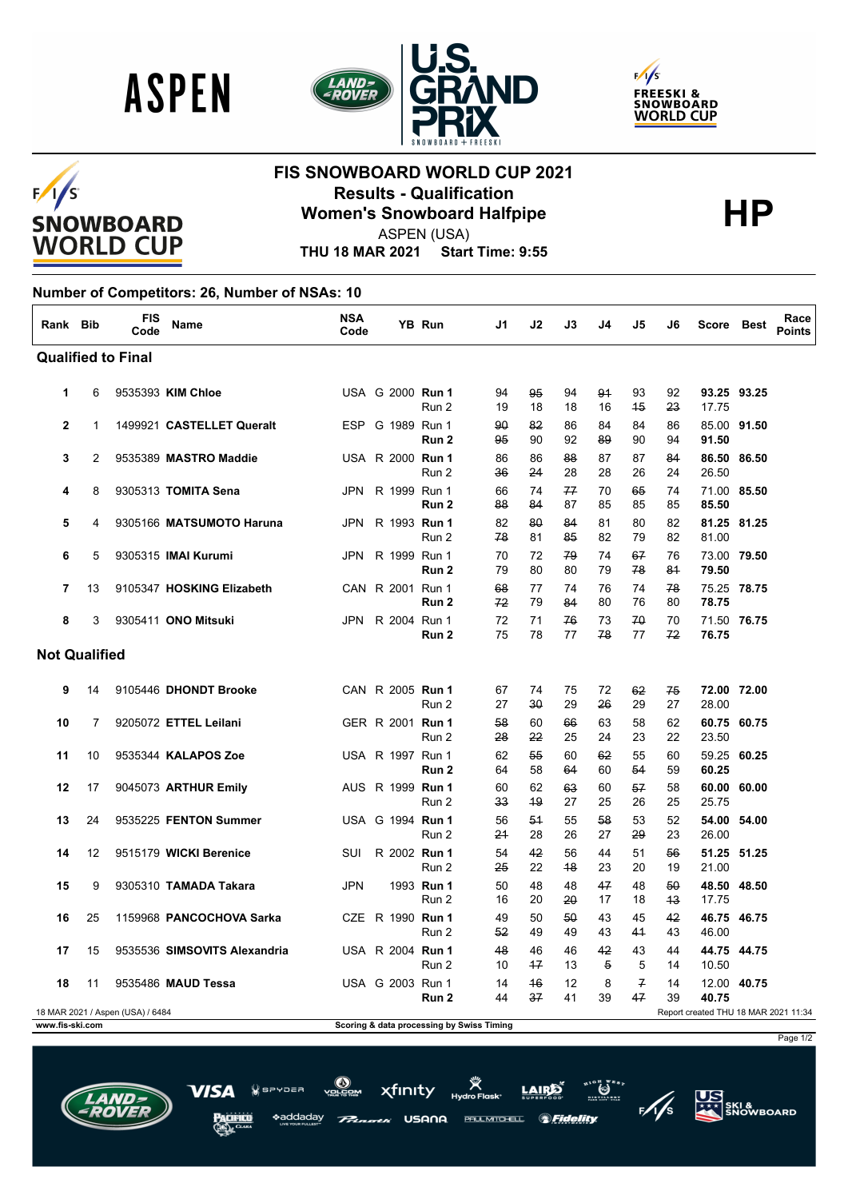# FIS SNOWBOARD WORLD CUP 2021

## Results - Qualification

## Women's Snowboard Halfpipe

**HP**

ASPEN (USA)

**THU 18 MAR 2021 Start Time: 9:55**

**Number of Competitors: 26, Number of NSAs: 10**

| Rank | Bib | FIS Code | Name | NSA Code | | YB | Run | J1 | J2 | J3 | J4 | J5 | J6 | Score | Best | Race Points |
|---|---|---|---|---|---|---|---|---|---|---|---|---|---|---|---|---|
| **Qualified to Final** | | | | | | | | | | | | | | | | |
| 1 | 6 | 9535393 | **KIM Chloe** | USA | G | 2000 | **Run 1** | 94 | ~~95~~ | 94 | ~~91~~ | 93 | 92 | **93.25** | **93.25** | |
| | | | | | | | Run 2 | 19 | 18 | 18 | 16 | ~~15~~ | ~~23~~ | 17.75 | | |
| 2 | 1 | 1499921 | **CASTELLET Queralt** | ESP | G | 1989 | Run 1 | ~~90~~ | ~~82~~ | 86 | 84 | 84 | 86 | 85.00 | **91.50** | |
| | | | | | | | **Run 2** | ~~95~~ | 90 | 92 | ~~89~~ | 90 | 94 | **91.50** | | |
| 3 | 2 | 9535389 | **MASTRO Maddie** | USA | R | 2000 | **Run 1** | 86 | 86 | ~~88~~ | 87 | 87 | ~~84~~ | **86.50** | **86.50** | |
| | | | | | | | Run 2 | ~~36~~ | ~~24~~ | 28 | 28 | 26 | 24 | 26.50 | | |
| 4 | 8 | 9305313 | **TOMITA Sena** | JPN | R | 1999 | Run 1 | 66 | 74 | ~~77~~ | 70 | ~~65~~ | 74 | 71.00 | **85.50** | |
| | | | | | | | **Run 2** | ~~88~~ | ~~84~~ | 87 | 85 | 85 | 85 | **85.50** | | |
| 5 | 4 | 9305166 | **MATSUMOTO Haruna** | JPN | R | 1993 | **Run 1** | 82 | ~~80~~ | ~~84~~ | 81 | 80 | 82 | **81.25** | **81.25** | |
| | | | | | | | Run 2 | ~~78~~ | 81 | ~~85~~ | 82 | 79 | 82 | 81.00 | | |
| 6 | 5 | 9305315 | **IMAI Kurumi** | JPN | R | 1999 | Run 1 | 70 | 72 | ~~79~~ | 74 | ~~67~~ | 76 | 73.00 | **79.50** | |
| | | | | | | | **Run 2** | 79 | 80 | 80 | 79 | ~~78~~ | ~~81~~ | **79.50** | | |
| 7 | 13 | 9105347 | **HOSKING Elizabeth** | CAN | R | 2001 | Run 1 | ~~68~~ | 77 | 74 | 76 | 74 | ~~78~~ | 75.25 | **78.75** | |
| | | | | | | | **Run 2** | ~~72~~ | 79 | ~~84~~ | 80 | 76 | 80 | **78.75** | | |
| 8 | 3 | 9305411 | **ONO Mitsuki** | JPN | R | 2004 | Run 1 | 72 | 71 | ~~76~~ | 73 | ~~70~~ | 70 | 71.50 | **76.75** | |
| | | | | | | | **Run 2** | 75 | 78 | 77 | ~~78~~ | 77 | ~~72~~ | **76.75** | | |
| **Not Qualified** | | | | | | | | | | | | | | | | |
| 9 | 14 | 9105446 | **DHONDT Brooke** | CAN | R | 2005 | **Run 1** | 67 | 74 | 75 | 72 | ~~62~~ | ~~75~~ | **72.00** | **72.00** | |
| | | | | | | | Run 2 | 27 | ~~30~~ | 29 | ~~26~~ | 29 | 27 | 28.00 | | |
| 10 | 7 | 9205072 | **ETTEL Leilani** | GER | R | 2001 | **Run 1** | ~~58~~ | 60 | ~~66~~ | 63 | 58 | 62 | **60.75** | **60.75** | |
| | | | | | | | Run 2 | ~~28~~ | ~~22~~ | 25 | 24 | 23 | 22 | 23.50 | | |
| 11 | 10 | 9535344 | **KALAPOS Zoe** | USA | R | 1997 | Run 1 | 62 | ~~55~~ | 60 | ~~62~~ | 55 | 60 | 59.25 | **60.25** | |
| | | | | | | | **Run 2** | 64 | 58 | ~~64~~ | 60 | ~~54~~ | 59 | **60.25** | | |
| 12 | 17 | 9045073 | **ARTHUR Emily** | AUS | R | 1999 | **Run 1** | 60 | 62 | ~~63~~ | 60 | ~~57~~ | 58 | **60.00** | **60.00** | |
| | | | | | | | Run 2 | ~~33~~ | ~~19~~ | 27 | 25 | 26 | 25 | 25.75 | | |
| 13 | 24 | 9535225 | **FENTON Summer** | USA | G | 1994 | **Run 1** | 56 | ~~51~~ | 55 | ~~58~~ | 53 | 52 | **54.00** | **54.00** | |
| | | | | | | | Run 2 | ~~21~~ | 28 | 26 | 27 | ~~29~~ | 23 | 26.00 | | |
| 14 | 12 | 9515179 | **WICKI Berenice** | SUI | R | 2002 | **Run 1** | 54 | ~~42~~ | 56 | 44 | 51 | ~~56~~ | **51.25** | **51.25** | |
| | | | | | | | Run 2 | ~~25~~ | 22 | ~~18~~ | 23 | 20 | 19 | 21.00 | | |
| 15 | 9 | 9305310 | **TAMADA Takara** | JPN | | 1993 | **Run 1** | 50 | 48 | 48 | ~~47~~ | 48 | ~~50~~ | **48.50** | **48.50** | |
| | | | | | | | Run 2 | 16 | 20 | ~~20~~ | 17 | 18 | ~~13~~ | 17.75 | | |
| 16 | 25 | 1159968 | **PANCOCHOVA Sarka** | CZE | R | 1990 | **Run 1** | 49 | 50 | ~~50~~ | 43 | 45 | ~~42~~ | **46.75** | **46.75** | |
| | | | | | | | Run 2 | ~~52~~ | 49 | 49 | 43 | ~~41~~ | 43 | 46.00 | | |
| 17 | 15 | 9535536 | **SIMSOVITS Alexandria** | USA | R | 2004 | **Run 1** | ~~48~~ | 46 | 46 | ~~42~~ | 43 | 44 | **44.75** | **44.75** | |
| | | | | | | | Run 2 | 10 | ~~17~~ | 13 | ~~5~~ | 5 | 14 | 10.50 | | |
| 18 | 11 | 9535486 | **MAUD Tessa** | USA | G | 2003 | Run 1 | 14 | ~~16~~ | 12 | 8 | ~~7~~ | 14 | 12.00 | **40.75** | |
| | | | | | | | **Run 2** | 44 | ~~37~~ | 41 | 39 | ~~47~~ | 39 | **40.75** | | |

18 MAR 2021 / Aspen (USA) / 6484 — Report created THU 18 MAR 2021 11:34

www.fis-ski.com — Scoring & data processing by Swiss Timing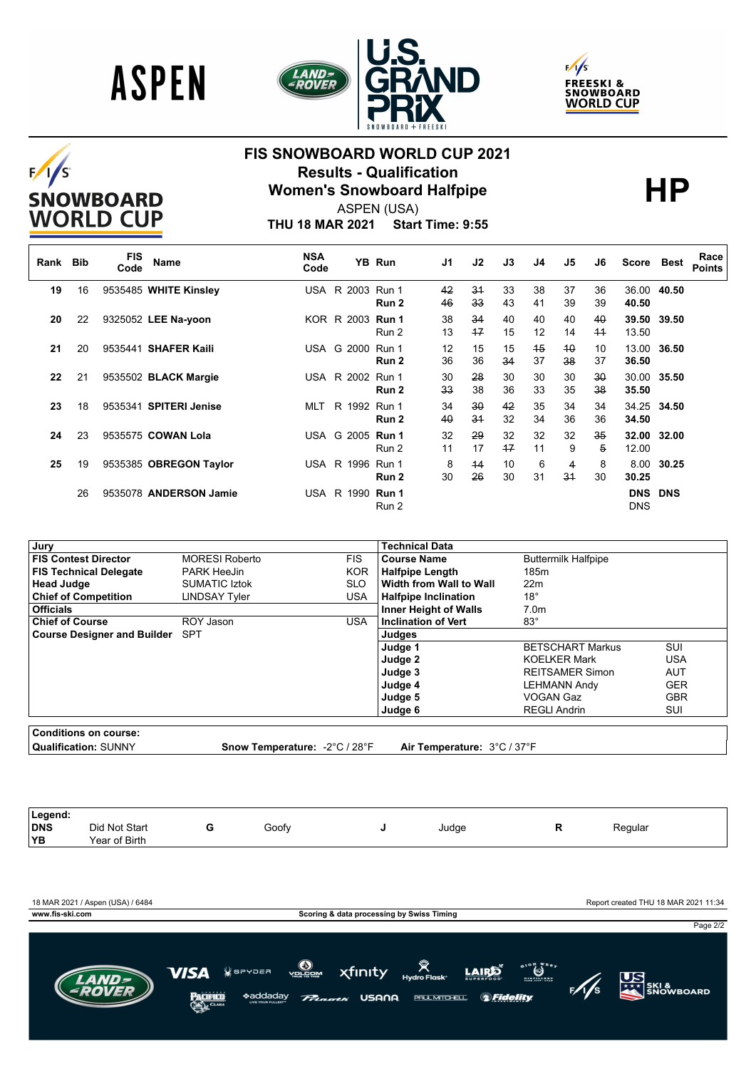# FIS SNOWBOARD WORLD CUP 2021

## Results - Qualification

## Women's Snowboard Halfpipe

**HP**

ASPEN (USA)

**THU 18 MAR 2021 Start Time: 9:55**

| Rank | Bib | FIS Code | Name | NSA Code | | YB | Run | J1 | J2 | J3 | J4 | J5 | J6 | Score | Best | Race Points |
|---|---|---|---|---|---|---|---|---|---|---|---|---|---|---|---|---|
| 19 | 16 | 9535485 | **WHITE Kinsley** | USA | R | 2003 | Run 1 | ~~42~~ | ~~31~~ | 33 | 38 | 37 | 36 | 36.00 | **40.50** | |
| | | | | | | | **Run 2** | ~~46~~ | ~~33~~ | 43 | 41 | 39 | 39 | **40.50** | | |
| 20 | 22 | 9325052 | **LEE Na-yoon** | KOR | R | 2003 | **Run 1** | 38 | ~~34~~ | 40 | 40 | 40 | ~~40~~ | **39.50** | **39.50** | |
| | | | | | | | Run 2 | 13 | ~~17~~ | 15 | 12 | 14 | ~~11~~ | 13.50 | | |
| 21 | 20 | 9535441 | **SHAFER Kaili** | USA | G | 2000 | Run 1 | 12 | 15 | 15 | ~~15~~ | ~~10~~ | 10 | 13.00 | **36.50** | |
| | | | | | | | **Run 2** | 36 | 36 | ~~34~~ | 37 | ~~38~~ | 37 | **36.50** | | |
| 22 | 21 | 9535502 | **BLACK Margie** | USA | R | 2002 | Run 1 | 30 | ~~28~~ | 30 | 30 | 30 | ~~30~~ | 30.00 | **35.50** | |
| | | | | | | | **Run 2** | ~~33~~ | 38 | 36 | 33 | 35 | ~~38~~ | **35.50** | | |
| 23 | 18 | 9535341 | **SPITERI Jenise** | MLT | R | 1992 | Run 1 | 34 | ~~30~~ | ~~42~~ | 35 | 34 | 34 | 34.25 | **34.50** | |
| | | | | | | | **Run 2** | ~~40~~ | ~~31~~ | 32 | 34 | 36 | 36 | **34.50** | | |
| 24 | 23 | 9535575 | **COWAN Lola** | USA | G | 2005 | **Run 1** | 32 | ~~29~~ | 32 | 32 | 32 | ~~35~~ | **32.00** | **32.00** | |
| | | | | | | | Run 2 | 11 | 17 | ~~17~~ | 11 | 9 | ~~5~~ | 12.00 | | |
| 25 | 19 | 9535385 | **OBREGON Taylor** | USA | R | 1996 | Run 1 | 8 | ~~14~~ | 10 | 6 | ~~4~~ | 8 | 8.00 | **30.25** | |
| | | | | | | | **Run 2** | 30 | ~~26~~ | 30 | 31 | ~~31~~ | 30 | **30.25** | | |
| | 26 | 9535078 | **ANDERSON Jamie** | USA | R | 1990 | **Run 1** | | | | | | | **DNS** | **DNS** | |
| | | | | | | | Run 2 | | | | | | | DNS | | |

| Jury | | | Technical Data | | |
|---|---|---|---|---|---|
| **FIS Contest Director** | MORESI Roberto | FIS | **Course Name** | Buttermilk Halfpipe | |
| **FIS Technical Delegate** | PARK HeeJin | KOR | **Halfpipe Length** | 185m | |
| **Head Judge** | SUMATIC Iztok | SLO | **Width from Wall to Wall** | 22m | |
| **Chief of Competition** | LINDSAY Tyler | USA | **Halfpipe Inclination** | 18° | |
| **Officials** | | | **Inner Height of Walls** | 7.0m | |
| **Chief of Course** | ROY Jason | USA | **Inclination of Vert** | 83° | |
| **Course Designer and Builder** | SPT | | **Judges** | | |
| | | | **Judge 1** | BETSCHART Markus | SUI |
| | | | **Judge 2** | KOELKER Mark | USA |
| | | | **Judge 3** | REITSAMER Simon | AUT |
| | | | **Judge 4** | LEHMANN Andy | GER |
| | | | **Judge 5** | VOGAN Gaz | GBR |
| | | | **Judge 6** | REGLI Andrin | SUI |

**Conditions on course:**
**Qualification:** SUNNY | **Snow Temperature:** -2°C / 28°F | **Air Temperature:** 3°C / 37°F

**Legend:**

| | | | | | | | |
|---|---|---|---|---|---|---|---|
| **DNS** | Did Not Start | **G** | Goofy | **J** | Judge | **R** | Regular |
| **YB** | Year of Birth | | | | | | |

18 MAR 2021 / Aspen (USA) / 6484 — Report created THU 18 MAR 2021 11:34

www.fis-ski.com — Scoring & data processing by Swiss Timing